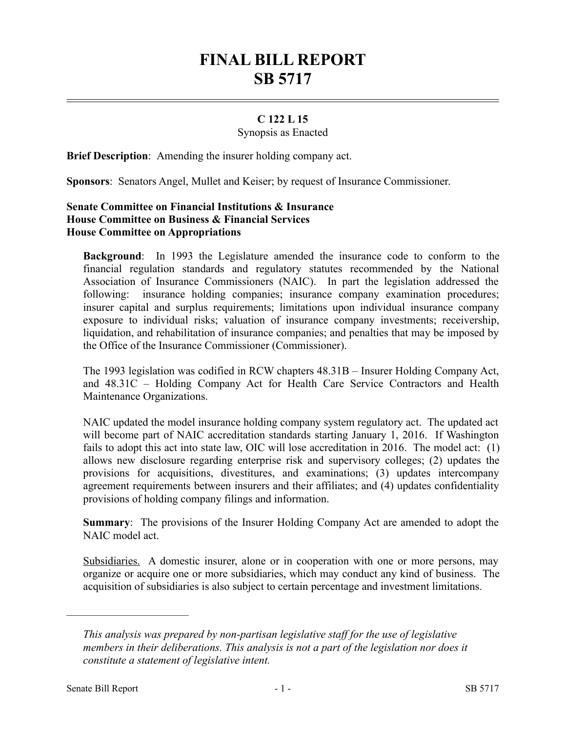# FINAL BILL REPORT
# SB 5717

## C 122 L 15

Synopsis as Enacted

**Brief Description**: Amending the insurer holding company act.

**Sponsors**: Senators Angel, Mullet and Keiser; by request of Insurance Commissioner.

**Senate Committee on Financial Institutions & Insurance**
**House Committee on Business & Financial Services**
**House Committee on Appropriations**

**Background**: In 1993 the Legislature amended the insurance code to conform to the financial regulation standards and regulatory statutes recommended by the National Association of Insurance Commissioners (NAIC). In part the legislation addressed the following: insurance holding companies; insurance company examination procedures; insurer capital and surplus requirements; limitations upon individual insurance company exposure to individual risks; valuation of insurance company investments; receivership, liquidation, and rehabilitation of insurance companies; and penalties that may be imposed by the Office of the Insurance Commissioner (Commissioner).

The 1993 legislation was codified in RCW chapters 48.31B – Insurer Holding Company Act, and 48.31C – Holding Company Act for Health Care Service Contractors and Health Maintenance Organizations.

NAIC updated the model insurance holding company system regulatory act. The updated act will become part of NAIC accreditation standards starting January 1, 2016. If Washington fails to adopt this act into state law, OIC will lose accreditation in 2016. The model act: (1) allows new disclosure regarding enterprise risk and supervisory colleges; (2) updates the provisions for acquisitions, divestitures, and examinations; (3) updates intercompany agreement requirements between insurers and their affiliates; and (4) updates confidentiality provisions of holding company filings and information.

**Summary**: The provisions of the Insurer Holding Company Act are amended to adopt the NAIC model act.

Subsidiaries. A domestic insurer, alone or in cooperation with one or more persons, may organize or acquire one or more subsidiaries, which may conduct any kind of business. The acquisition of subsidiaries is also subject to certain percentage and investment limitations.

---

*This analysis was prepared by non-partisan legislative staff for the use of legislative members in their deliberations. This analysis is not a part of the legislation nor does it constitute a statement of legislative intent.*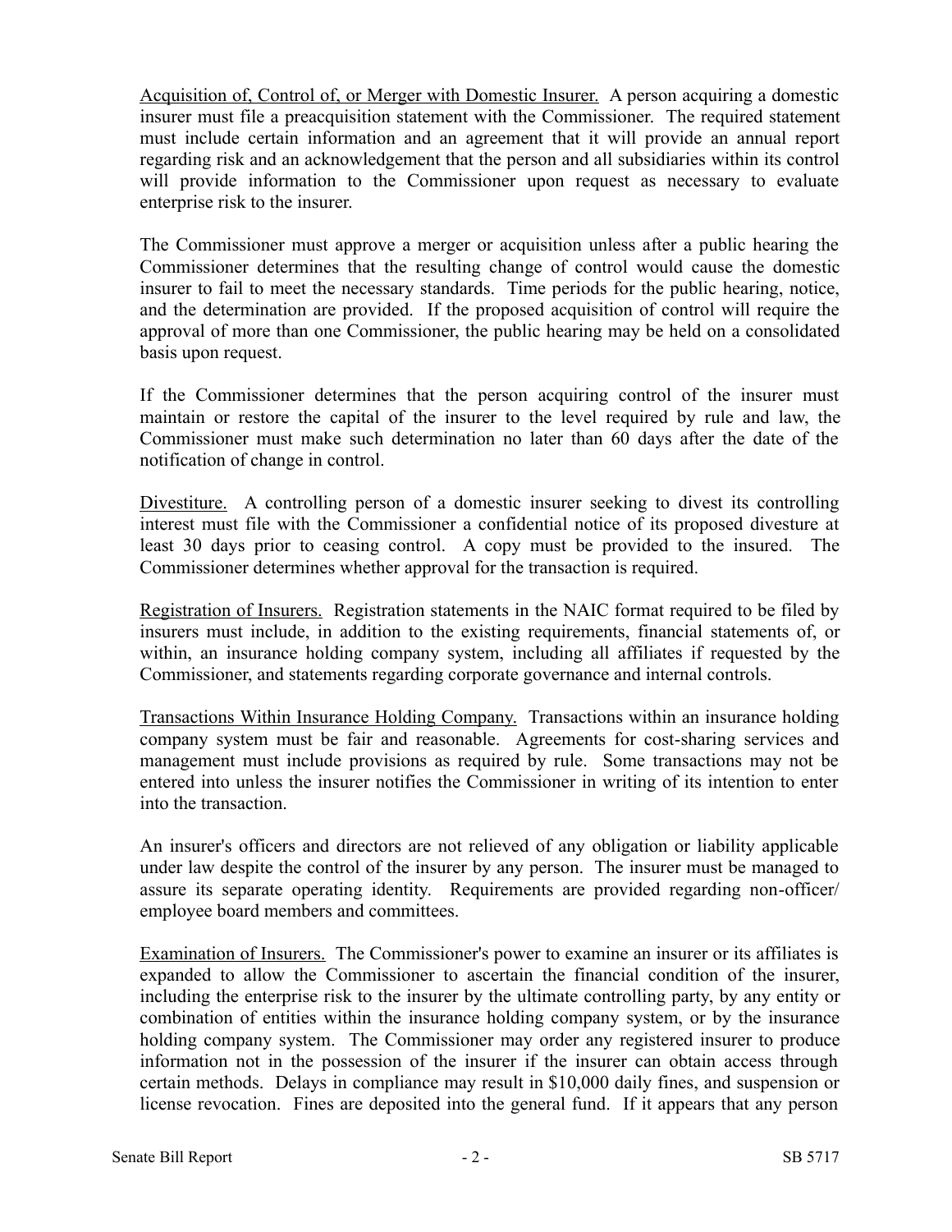Acquisition of, Control of, or Merger with Domestic Insurer. A person acquiring a domestic insurer must file a preacquisition statement with the Commissioner. The required statement must include certain information and an agreement that it will provide an annual report regarding risk and an acknowledgement that the person and all subsidiaries within its control will provide information to the Commissioner upon request as necessary to evaluate enterprise risk to the insurer.

The Commissioner must approve a merger or acquisition unless after a public hearing the Commissioner determines that the resulting change of control would cause the domestic insurer to fail to meet the necessary standards. Time periods for the public hearing, notice, and the determination are provided. If the proposed acquisition of control will require the approval of more than one Commissioner, the public hearing may be held on a consolidated basis upon request.

If the Commissioner determines that the person acquiring control of the insurer must maintain or restore the capital of the insurer to the level required by rule and law, the Commissioner must make such determination no later than 60 days after the date of the notification of change in control.

Divestiture. A controlling person of a domestic insurer seeking to divest its controlling interest must file with the Commissioner a confidential notice of its proposed divesture at least 30 days prior to ceasing control. A copy must be provided to the insured. The Commissioner determines whether approval for the transaction is required.

Registration of Insurers. Registration statements in the NAIC format required to be filed by insurers must include, in addition to the existing requirements, financial statements of, or within, an insurance holding company system, including all affiliates if requested by the Commissioner, and statements regarding corporate governance and internal controls.

Transactions Within Insurance Holding Company. Transactions within an insurance holding company system must be fair and reasonable. Agreements for cost-sharing services and management must include provisions as required by rule. Some transactions may not be entered into unless the insurer notifies the Commissioner in writing of its intention to enter into the transaction.

An insurer's officers and directors are not relieved of any obligation or liability applicable under law despite the control of the insurer by any person. The insurer must be managed to assure its separate operating identity. Requirements are provided regarding non-officer/employee board members and committees.

Examination of Insurers. The Commissioner's power to examine an insurer or its affiliates is expanded to allow the Commissioner to ascertain the financial condition of the insurer, including the enterprise risk to the insurer by the ultimate controlling party, by any entity or combination of entities within the insurance holding company system, or by the insurance holding company system. The Commissioner may order any registered insurer to produce information not in the possession of the insurer if the insurer can obtain access through certain methods. Delays in compliance may result in $10,000 daily fines, and suspension or license revocation. Fines are deposited into the general fund. If it appears that any person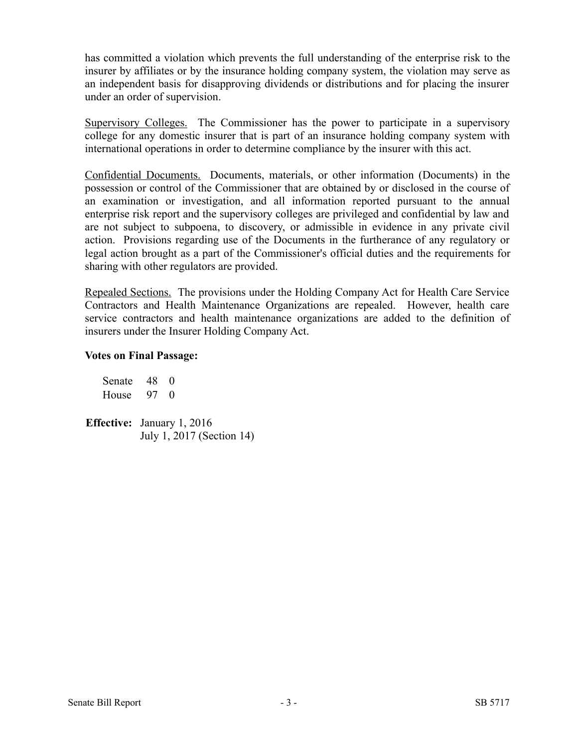has committed a violation which prevents the full understanding of the enterprise risk to the insurer by affiliates or by the insurance holding company system, the violation may serve as an independent basis for disapproving dividends or distributions and for placing the insurer under an order of supervision.

Supervisory Colleges. The Commissioner has the power to participate in a supervisory college for any domestic insurer that is part of an insurance holding company system with international operations in order to determine compliance by the insurer with this act.

Confidential Documents. Documents, materials, or other information (Documents) in the possession or control of the Commissioner that are obtained by or disclosed in the course of an examination or investigation, and all information reported pursuant to the annual enterprise risk report and the supervisory colleges are privileged and confidential by law and are not subject to subpoena, to discovery, or admissible in evidence in any private civil action. Provisions regarding use of the Documents in the furtherance of any regulatory or legal action brought as a part of the Commissioner's official duties and the requirements for sharing with other regulators are provided.

Repealed Sections. The provisions under the Holding Company Act for Health Care Service Contractors and Health Maintenance Organizations are repealed. However, health care service contractors and health maintenance organizations are added to the definition of insurers under the Insurer Holding Company Act.

**Votes on Final Passage:**

| | | |
|---|---|---|
| Senate | 48 | 0 |
| House | 97 | 0 |

**Effective:** January 1, 2016
July 1, 2017 (Section 14)